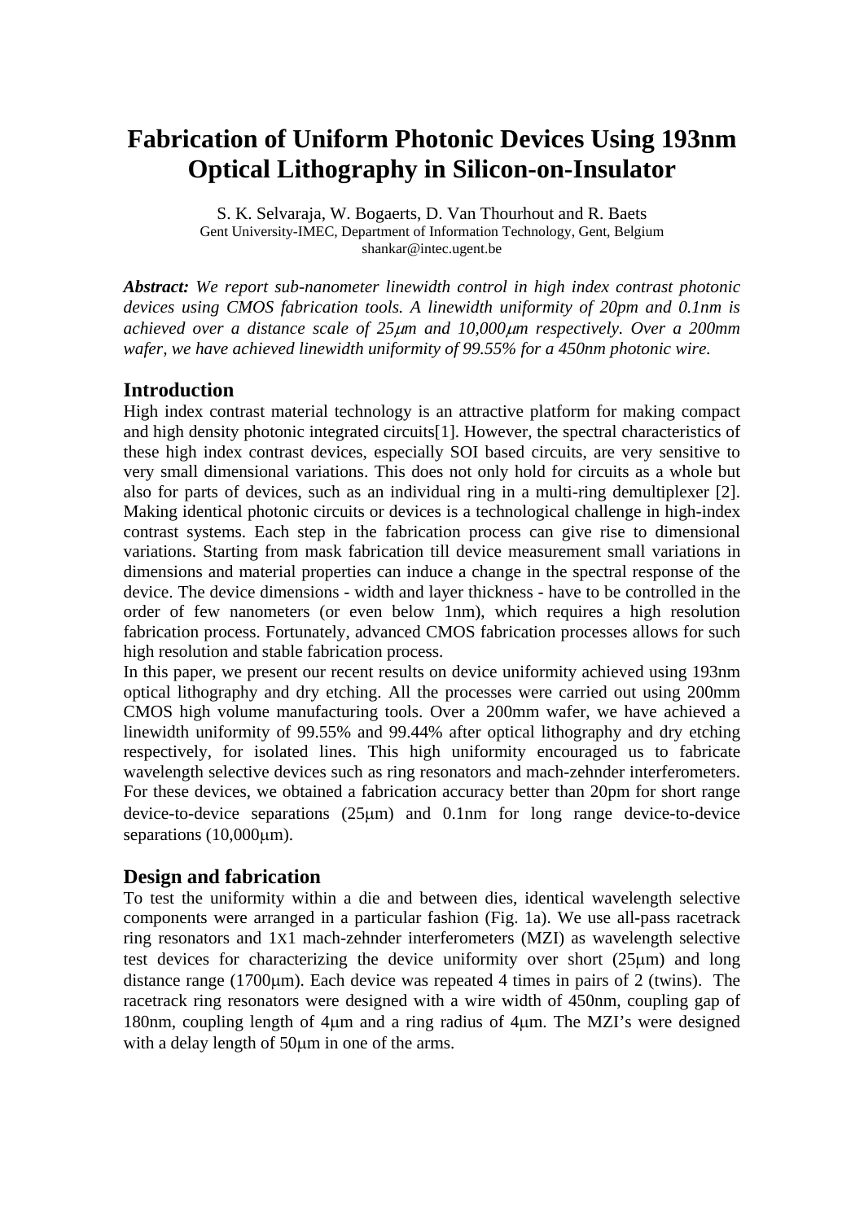# Fabrication of Uniform Photonic Devices Using 193nm Optical Lithography in Silicon-on-Insulator

S. K. Selvaraja, W. Bogaerts, D. Van Thourhout and R. Baets
Gent University-IMEC, Department of Information Technology, Gent, Belgium
shankar@intec.ugent.be

***Abstract:*** *We report sub-nanometer linewidth control in high index contrast photonic devices using CMOS fabrication tools. A linewidth uniformity of 20pm and 0.1nm is achieved over a distance scale of 25μm and 10,000μm respectively. Over a 200mm wafer, we have achieved linewidth uniformity of 99.55% for a 450nm photonic wire.*

## Introduction

High index contrast material technology is an attractive platform for making compact and high density photonic integrated circuits[1]. However, the spectral characteristics of these high index contrast devices, especially SOI based circuits, are very sensitive to very small dimensional variations. This does not only hold for circuits as a whole but also for parts of devices, such as an individual ring in a multi-ring demultiplexer [2]. Making identical photonic circuits or devices is a technological challenge in high-index contrast systems. Each step in the fabrication process can give rise to dimensional variations. Starting from mask fabrication till device measurement small variations in dimensions and material properties can induce a change in the spectral response of the device. The device dimensions - width and layer thickness - have to be controlled in the order of few nanometers (or even below 1nm), which requires a high resolution fabrication process. Fortunately, advanced CMOS fabrication processes allows for such high resolution and stable fabrication process.

In this paper, we present our recent results on device uniformity achieved using 193nm optical lithography and dry etching. All the processes were carried out using 200mm CMOS high volume manufacturing tools. Over a 200mm wafer, we have achieved a linewidth uniformity of 99.55% and 99.44% after optical lithography and dry etching respectively, for isolated lines. This high uniformity encouraged us to fabricate wavelength selective devices such as ring resonators and mach-zehnder interferometers. For these devices, we obtained a fabrication accuracy better than 20pm for short range device-to-device separations (25μm) and 0.1nm for long range device-to-device separations (10,000μm).

## Design and fabrication

To test the uniformity within a die and between dies, identical wavelength selective components were arranged in a particular fashion (Fig. 1a). We use all-pass racetrack ring resonators and 1X1 mach-zehnder interferometers (MZI) as wavelength selective test devices for characterizing the device uniformity over short (25μm) and long distance range (1700μm). Each device was repeated 4 times in pairs of 2 (twins). The racetrack ring resonators were designed with a wire width of 450nm, coupling gap of 180nm, coupling length of 4μm and a ring radius of 4μm. The MZI's were designed with a delay length of 50μm in one of the arms.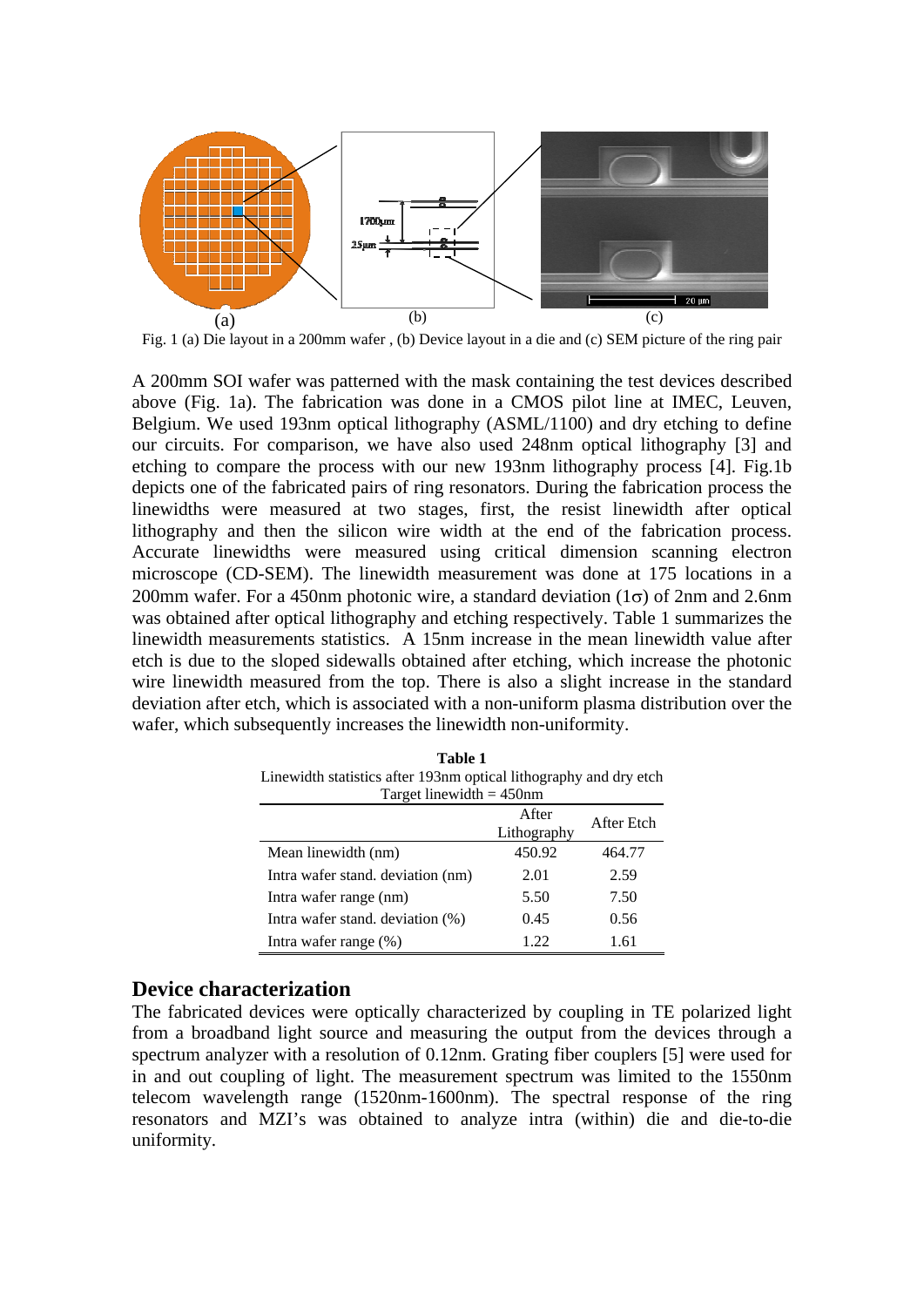Fig. 1 (a) Die layout in a 200mm wafer , (b) Device layout in a die and (c) SEM picture of the ring pair

A 200mm SOI wafer was patterned with the mask containing the test devices described above (Fig. 1a). The fabrication was done in a CMOS pilot line at IMEC, Leuven, Belgium. We used 193nm optical lithography (ASML/1100) and dry etching to define our circuits. For comparison, we have also used 248nm optical lithography [3] and etching to compare the process with our new 193nm lithography process [4]. Fig.1b depicts one of the fabricated pairs of ring resonators. During the fabrication process the linewidths were measured at two stages, first, the resist linewidth after optical lithography and then the silicon wire width at the end of the fabrication process. Accurate linewidths were measured using critical dimension scanning electron microscope (CD-SEM). The linewidth measurement was done at 175 locations in a 200mm wafer. For a 450nm photonic wire, a standard deviation (1$\sigma$) of 2nm and 2.6nm was obtained after optical lithography and etching respectively. Table 1 summarizes the linewidth measurements statistics. A 15nm increase in the mean linewidth value after etch is due to the sloped sidewalls obtained after etching, which increase the photonic wire linewidth measured from the top. There is also a slight increase in the standard deviation after etch, which is associated with a non-uniform plasma distribution over the wafer, which subsequently increases the linewidth non-uniformity.

**Table 1**
Linewidth statistics after 193nm optical lithography and dry etch
Target linewidth = 450nm

| | After Lithography | After Etch |
|---|---|---|
| Mean linewidth (nm) | 450.92 | 464.77 |
| Intra wafer stand. deviation (nm) | 2.01 | 2.59 |
| Intra wafer range (nm) | 5.50 | 7.50 |
| Intra wafer stand. deviation (%) | 0.45 | 0.56 |
| Intra wafer range (%) | 1.22 | 1.61 |

## Device characterization

The fabricated devices were optically characterized by coupling in TE polarized light from a broadband light source and measuring the output from the devices through a spectrum analyzer with a resolution of 0.12nm. Grating fiber couplers [5] were used for in and out coupling of light. The measurement spectrum was limited to the 1550nm telecom wavelength range (1520nm-1600nm). The spectral response of the ring resonators and MZI's was obtained to analyze intra (within) die and die-to-die uniformity.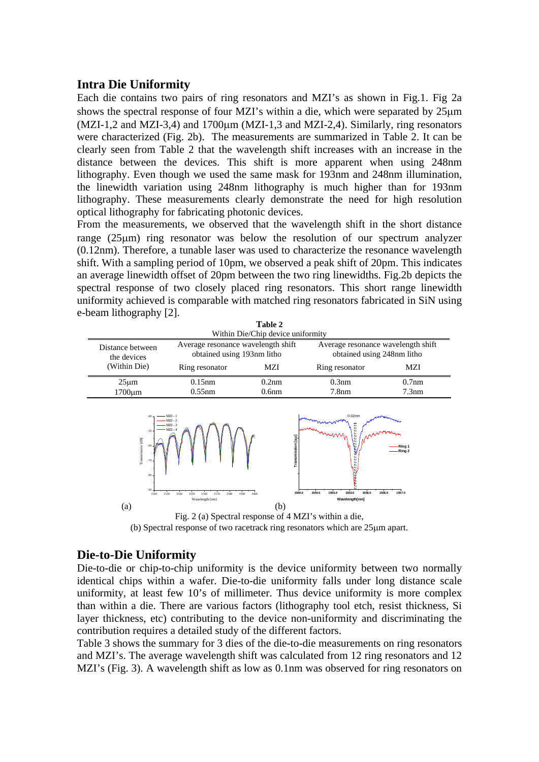## Intra Die Uniformity

Each die contains two pairs of ring resonators and MZI's as shown in Fig.1. Fig 2a shows the spectral response of four MZI's within a die, which were separated by 25μm (MZI-1,2 and MZI-3,4) and 1700μm (MZI-1,3 and MZI-2,4). Similarly, ring resonators were characterized (Fig. 2b). The measurements are summarized in Table 2. It can be clearly seen from Table 2 that the wavelength shift increases with an increase in the distance between the devices. This shift is more apparent when using 248nm lithography. Even though we used the same mask for 193nm and 248nm illumination, the linewidth variation using 248nm lithography is much higher than for 193nm lithography. These measurements clearly demonstrate the need for high resolution optical lithography for fabricating photonic devices.

From the measurements, we observed that the wavelength shift in the short distance range (25μm) ring resonator was below the resolution of our spectrum analyzer (0.12nm). Therefore, a tunable laser was used to characterize the resonance wavelength shift. With a sampling period of 10pm, we observed a peak shift of 20pm. This indicates an average linewidth offset of 20pm between the two ring linewidths. Fig.2b depicts the spectral response of two closely placed ring resonators. This short range linewidth uniformity achieved is comparable with matched ring resonators fabricated in SiN using e-beam lithography [2].

**Table 2**

Within Die/Chip device uniformity

| Distance between the devices (Within Die) | Average resonance wavelength shift obtained using 193nm litho | | Average resonance wavelength shift obtained using 248nm litho | |
|---|---|---|---|---|
| | Ring resonator | MZI | Ring resonator | MZI |
| 25μm | 0.15nm | 0.2nm | 0.3nm | 0.7nm |
| 1700μm | 0.55nm | 0.6nm | 7.8nm | 7.3nm |

(a) (b)

Fig. 2 (a) Spectral response of 4 MZI's within a die,
(b) Spectral response of two racetrack ring resonators which are 25μm apart.

## Die-to-Die Uniformity

Die-to-die or chip-to-chip uniformity is the device uniformity between two normally identical chips within a wafer. Die-to-die uniformity falls under long distance scale uniformity, at least few 10's of millimeter. Thus device uniformity is more complex than within a die. There are various factors (lithography tool etch, resist thickness, Si layer thickness, etc) contributing to the device non-uniformity and discriminating the contribution requires a detailed study of the different factors.

Table 3 shows the summary for 3 dies of the die-to-die measurements on ring resonators and MZI's. The average wavelength shift was calculated from 12 ring resonators and 12 MZI's (Fig. 3). A wavelength shift as low as 0.1nm was observed for ring resonators on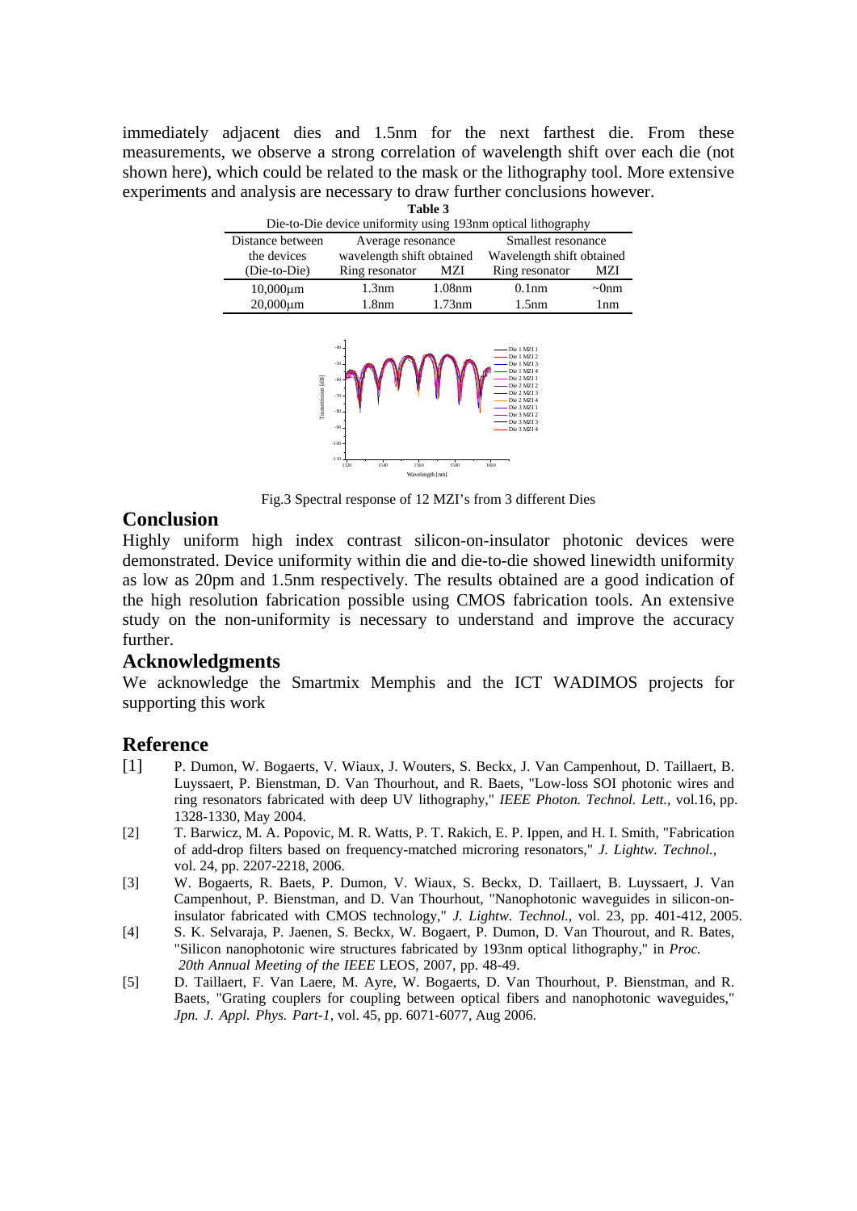immediately adjacent dies and 1.5nm for the next farthest die. From these measurements, we observe a strong correlation of wavelength shift over each die (not shown here), which could be related to the mask or the lithography tool. More extensive experiments and analysis are necessary to draw further conclusions however.

**Table 3**

Die-to-Die device uniformity using 193nm optical lithography

| Distance between the devices (Die-to-Die) | Average resonance wavelength shift obtained | | Smallest resonance Wavelength shift obtained | |
|---|---|---|---|---|
| | Ring resonator | MZI | Ring resonator | MZI |
| 10,000μm | 1.3nm | 1.08nm | 0.1nm | ~0nm |
| 20,000μm | 1.8nm | 1.73nm | 1.5nm | 1nm |

Transmission [dB]
-40
-50
-60
-70
-80
-90
-100
-110
1520 1540 1560 1580 1600
Wavelength [nm]
Die 1 MZI 1
Die 1 MZI 2
Die 1 MZI 3
Die 1 MZI 4
Die 2 MZI 1
Die 2 MZI 2
Die 2 MZI 3
Die 2 MZI 4
Die 3 MZI 1
Die 3 MZI 2
Die 3 MZI 3
Die 3 MZI 4

Fig.3 Spectral response of 12 MZI's from 3 different Dies

## Conclusion

Highly uniform high index contrast silicon-on-insulator photonic devices were demonstrated. Device uniformity within die and die-to-die showed linewidth uniformity as low as 20pm and 1.5nm respectively. The results obtained are a good indication of the high resolution fabrication possible using CMOS fabrication tools. An extensive study on the non-uniformity is necessary to understand and improve the accuracy further.

## Acknowledgments

We acknowledge the Smartmix Memphis and the ICT WADIMOS projects for supporting this work

## Reference

[1] P. Dumon, W. Bogaerts, V. Wiaux, J. Wouters, S. Beckx, J. Van Campenhout, D. Taillaert, B. Luyssaert, P. Bienstman, D. Van Thourhout, and R. Baets, "Low-loss SOI photonic wires and ring resonators fabricated with deep UV lithography," *IEEE Photon. Technol. Lett.*, vol.16, pp. 1328-1330, May 2004.

[2] T. Barwicz, M. A. Popovic, M. R. Watts, P. T. Rakich, E. P. Ippen, and H. I. Smith, "Fabrication of add-drop filters based on frequency-matched microring resonators," *J. Lightw. Technol.*, vol. 24, pp. 2207-2218, 2006.

[3] W. Bogaerts, R. Baets, P. Dumon, V. Wiaux, S. Beckx, D. Taillaert, B. Luyssaert, J. Van Campenhout, P. Bienstman, and D. Van Thourhout, "Nanophotonic waveguides in silicon-on-insulator fabricated with CMOS technology," *J. Lightw. Technol.*, vol. 23, pp. 401-412, 2005.

[4] S. K. Selvaraja, P. Jaenen, S. Beckx, W. Bogaert, P. Dumon, D. Van Thourout, and R. Bates, "Silicon nanophotonic wire structures fabricated by 193nm optical lithography," in *Proc. 20th Annual Meeting of the IEEE* LEOS, 2007, pp. 48-49.

[5] D. Taillaert, F. Van Laere, M. Ayre, W. Bogaerts, D. Van Thourhout, P. Bienstman, and R. Baets, "Grating couplers for coupling between optical fibers and nanophotonic waveguides," *Jpn. J. Appl. Phys. Part-1*, vol. 45, pp. 6071-6077, Aug 2006.